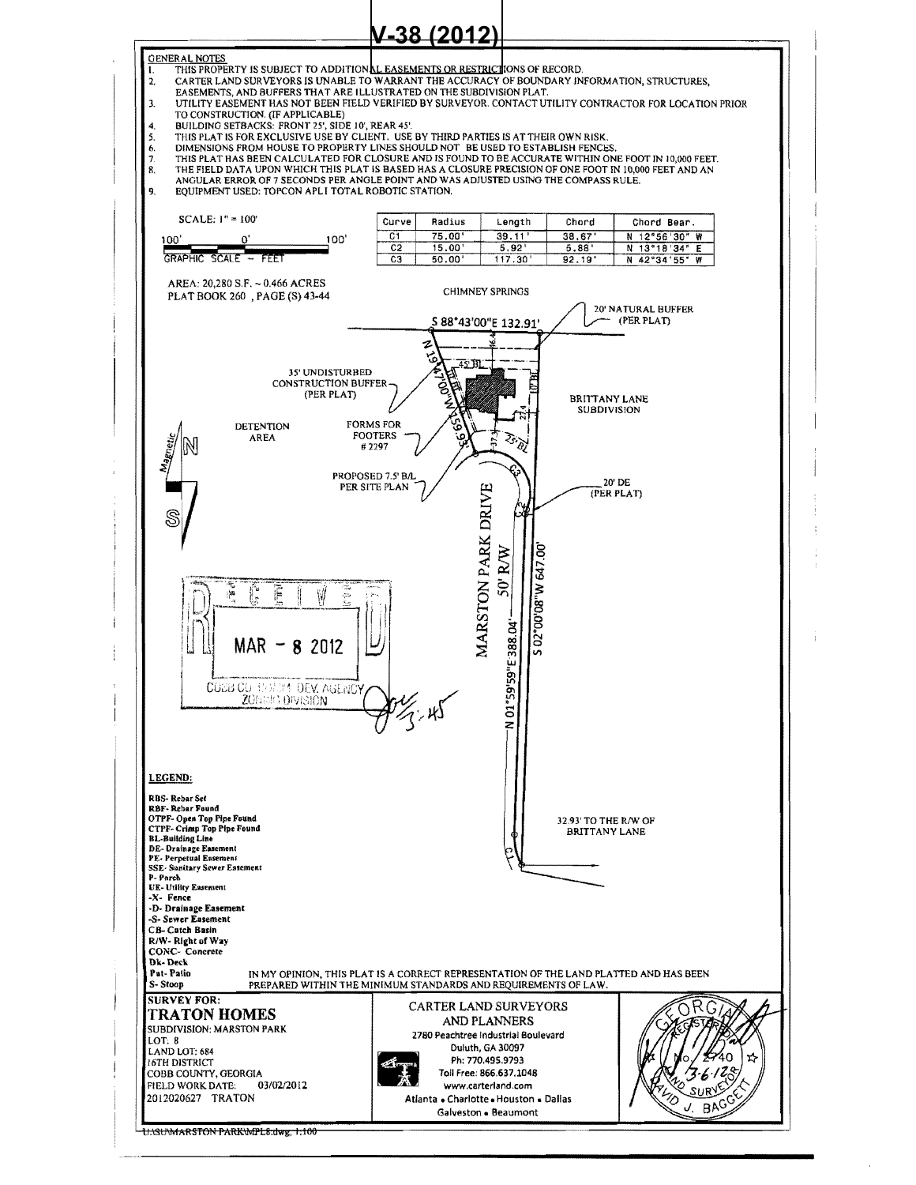# V-38 (2012)

**GENERAL NOTES**

1. THIS PROPERTY IS SUBJECT TO ADDITIONAL EASEMENTS OR RESTRICTIONS OF RECORD.
2. CARTER LAND SURVEYORS IS UNABLE TO WARRANT THE ACCURACY OF BOUNDARY INFORMATION, STRUCTURES, EASEMENTS, AND BUFFERS THAT ARE ILLUSTRATED ON THE SUBDIVISION PLAT.
3. UTILITY EASEMENT HAS NOT BEEN FIELD VERIFIED BY SURVEYOR. CONTACT UTILITY CONTRACTOR FOR LOCATION PRIOR TO CONSTRUCTION. (IF APPLICABLE)
4. BUILDING SETBACKS: FRONT 25', SIDE 10', REAR 45'.
5. THIS PLAT IS FOR EXCLUSIVE USE BY CLIENT. USE BY THIRD PARTIES IS AT THEIR OWN RISK.
6. DIMENSIONS FROM HOUSE TO PROPERTY LINES SHOULD NOT BE USED TO ESTABLISH FENCES.
7. THIS PLAT HAS BEEN CALCULATED FOR CLOSURE AND IS FOUND TO BE ACCURATE WITHIN ONE FOOT IN 10,000 FEET.
8. THE FIELD DATA UPON WHICH THIS PLAT IS BASED HAS A CLOSURE PRECISION OF ONE FOOT IN 10,000 FEET AND AN ANGULAR ERROR OF 7 SECONDS PER ANGLE POINT AND WAS ADJUSTED USING THE COMPASS RULE.
9. EQUIPMENT USED: TOPCON APL1 TOTAL ROBOTIC STATION.

SCALE: 1" = 100'

100' 0' 100'
GRAPHIC SCALE ~ FEET

| Curve | Radius | Length | Chord | Chord Bear. |
|---|---|---|---|---|
| C1 | 75.00' | 39.11' | 38.67' | N 12°56'30" W |
| C2 | 15.00' | 5.92' | 5.88' | N 13°18'34" E |
| C3 | 50.00' | 117.30' | 92.19' | N 42°34'55" W |

AREA: 20,280 S.F. ~ 0.466 ACRES
PLAT BOOK 260 , PAGE (S) 43-44

CHIMNEY SPRINGS

S 88°43'00"E 132.91'

20' NATURAL BUFFER (PER PLAT)

35' UNDISTURBED CONSTRUCTION BUFFER (PER PLAT)

N 19°47'00"W 159.63'

45' BL

10' BL

25' BL

BRITTANY LANE SUBDIVISION

DETENTION AREA

FORMS FOR FOOTERS # 2297

PROPOSED 7.5' B/L PER SITE PLAN

20' DE (PER PLAT)

MARSTON PARK DRIVE 50' R/W

S 02°00'08"W 647.00'

N 01°59'59"E 388.04'

RECEIVED MAR - 8 2012 COBB COUNTY COMM. DEV. AGENCY ZONING DIVISION

32.93' TO THE R/W OF BRITTANY LANE

**LEGEND:**

- RBS- Rebar Set
- RBF- Rebar Found
- OTPF- Open Top Pipe Found
- CTPF- Crimp Top Pipe Found
- BL-Building Line
- DE- Drainage Easement
- PE- Perpetual Easement
- SSE- Sanitary Sewer Easement
- P- Porch
- UE- Utility Easement
- -X- Fence
- -D- Drainage Easement
- -S- Sewer Easement
- CB- Catch Basin
- R/W- Right of Way
- CONC- Concrete
- Dk- Deck
- Pat- Patio
- S- Stoop

IN MY OPINION, THIS PLAT IS A CORRECT REPRESENTATION OF THE LAND PLATTED AND HAS BEEN PREPARED WITHIN THE MINIMUM STANDARDS AND REQUIREMENTS OF LAW.

**SURVEY FOR:**
**TRATON HOMES**
SUBDIVISION: MARSTON PARK
LOT: 8
LAND LOT: 684
16TH DISTRICT
COBB COUNTY, GEORGIA
FIELD WORK DATE: 03/02/2012
2012020627 TRATON

CARTER LAND SURVEYORS AND PLANNERS
2780 Peachtree Industrial Boulevard
Duluth, GA 30097
Ph: 770.495.9793
Toll Free: 866.637.1048
www.carterland.com
Atlanta • Charlotte • Houston • Dallas
Galveston • Beaumont

GEORGIA REGISTERED No. 2740 LAND SURVEYOR DAVID J. BAGGETT 3-6-12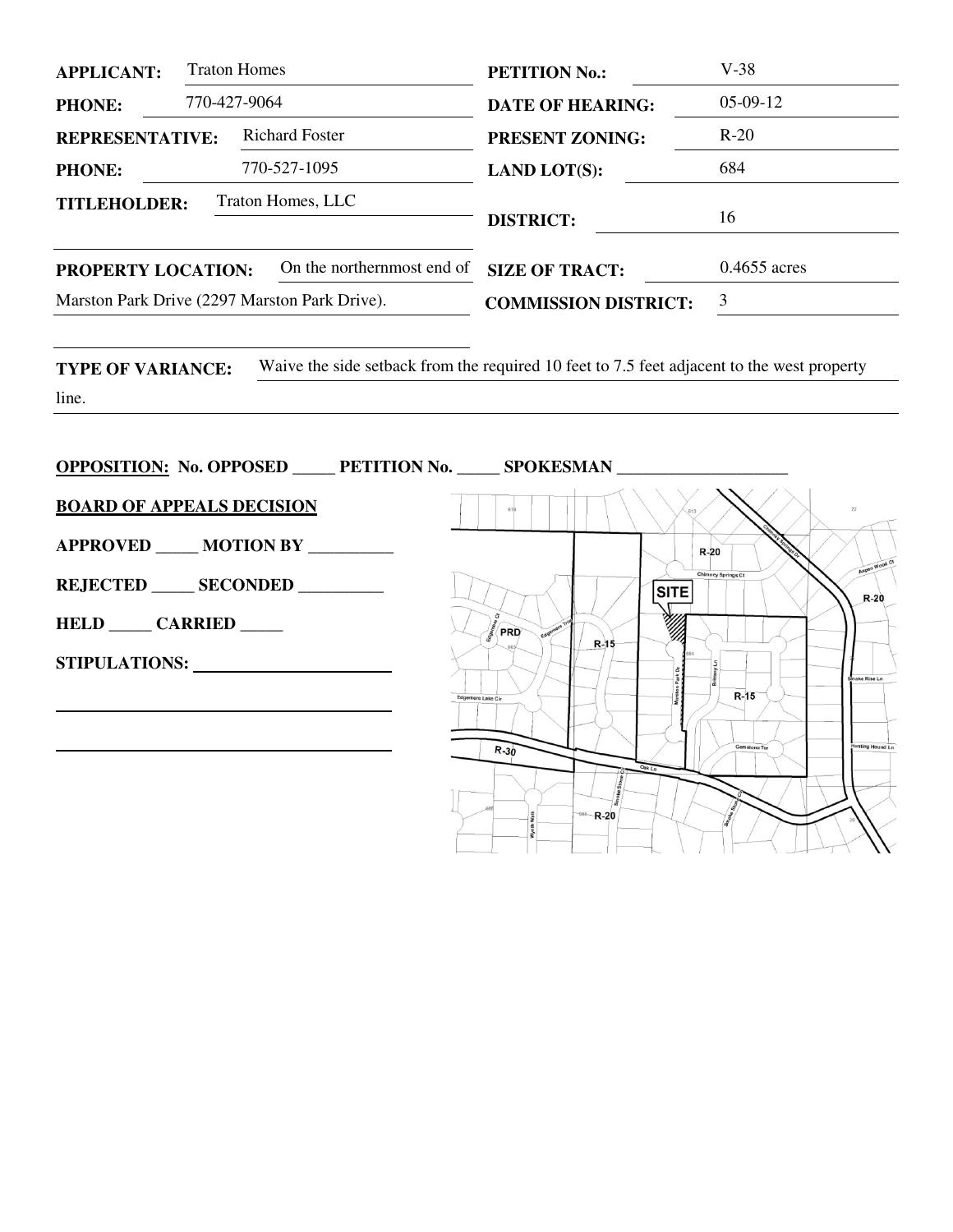| | | | |
|---|---|---|---|
| **APPLICANT:** | Traton Homes | **PETITION No.:** | V-38 |
| **PHONE:** | 770-427-9064 | **DATE OF HEARING:** | 05-09-12 |
| **REPRESENTATIVE:** | Richard Foster | **PRESENT ZONING:** | R-20 |
| **PHONE:** | 770-527-1095 | **LAND LOT(S):** | 684 |
| **TITLEHOLDER:** | Traton Homes, LLC | **DISTRICT:** | 16 |
| **PROPERTY LOCATION:** | On the northernmost end of Marston Park Drive (2297 Marston Park Drive). | **SIZE OF TRACT:** | 0.4655 acres |
| | | **COMMISSION DISTRICT:** | 3 |

**TYPE OF VARIANCE:** Waive the side setback from the required 10 feet to 7.5 feet adjacent to the west property line.

**OPPOSITION: No. OPPOSED _____ PETITION No. _____ SPOKESMAN ____________________**

**BOARD OF APPEALS DECISION**

**APPROVED _____ MOTION BY __________**

**REJECTED _____ SECONDED __________**

**HELD _____ CARRIED _____**

**STIPULATIONS:** ____________________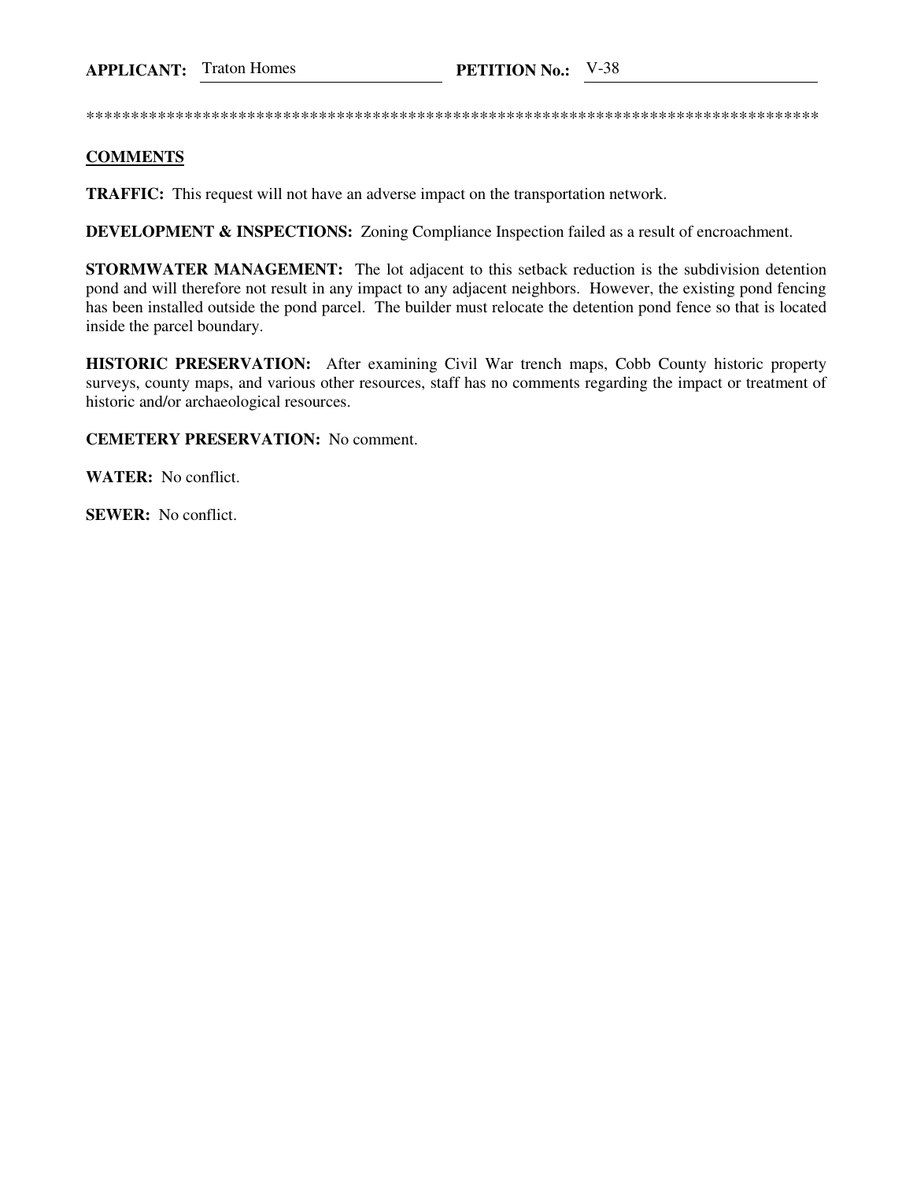**APPLICANT:** Traton Homes **PETITION No.:** V-38

*************************************************************************************

## COMMENTS

**TRAFFIC:** This request will not have an adverse impact on the transportation network.

**DEVELOPMENT & INSPECTIONS:** Zoning Compliance Inspection failed as a result of encroachment.

**STORMWATER MANAGEMENT:** The lot adjacent to this setback reduction is the subdivision detention pond and will therefore not result in any impact to any adjacent neighbors. However, the existing pond fencing has been installed outside the pond parcel. The builder must relocate the detention pond fence so that is located inside the parcel boundary.

**HISTORIC PRESERVATION:** After examining Civil War trench maps, Cobb County historic property surveys, county maps, and various other resources, staff has no comments regarding the impact or treatment of historic and/or archaeological resources.

**CEMETERY PRESERVATION:** No comment.

**WATER:** No conflict.

**SEWER:** No conflict.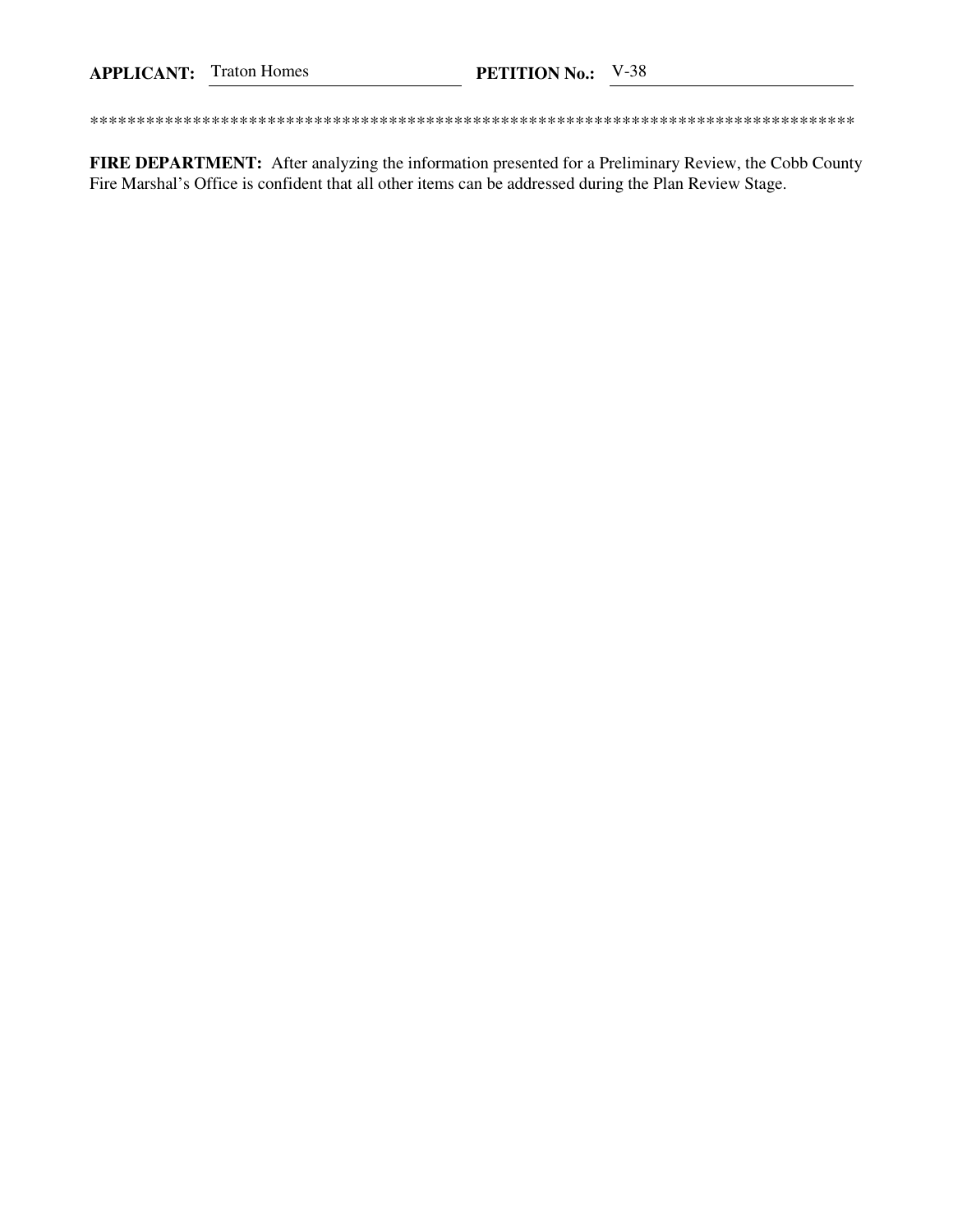**APPLICANT:** Traton Homes **PETITION No.:** V-38

************************************************************************************

**FIRE DEPARTMENT:** After analyzing the information presented for a Preliminary Review, the Cobb County Fire Marshal's Office is confident that all other items can be addressed during the Plan Review Stage.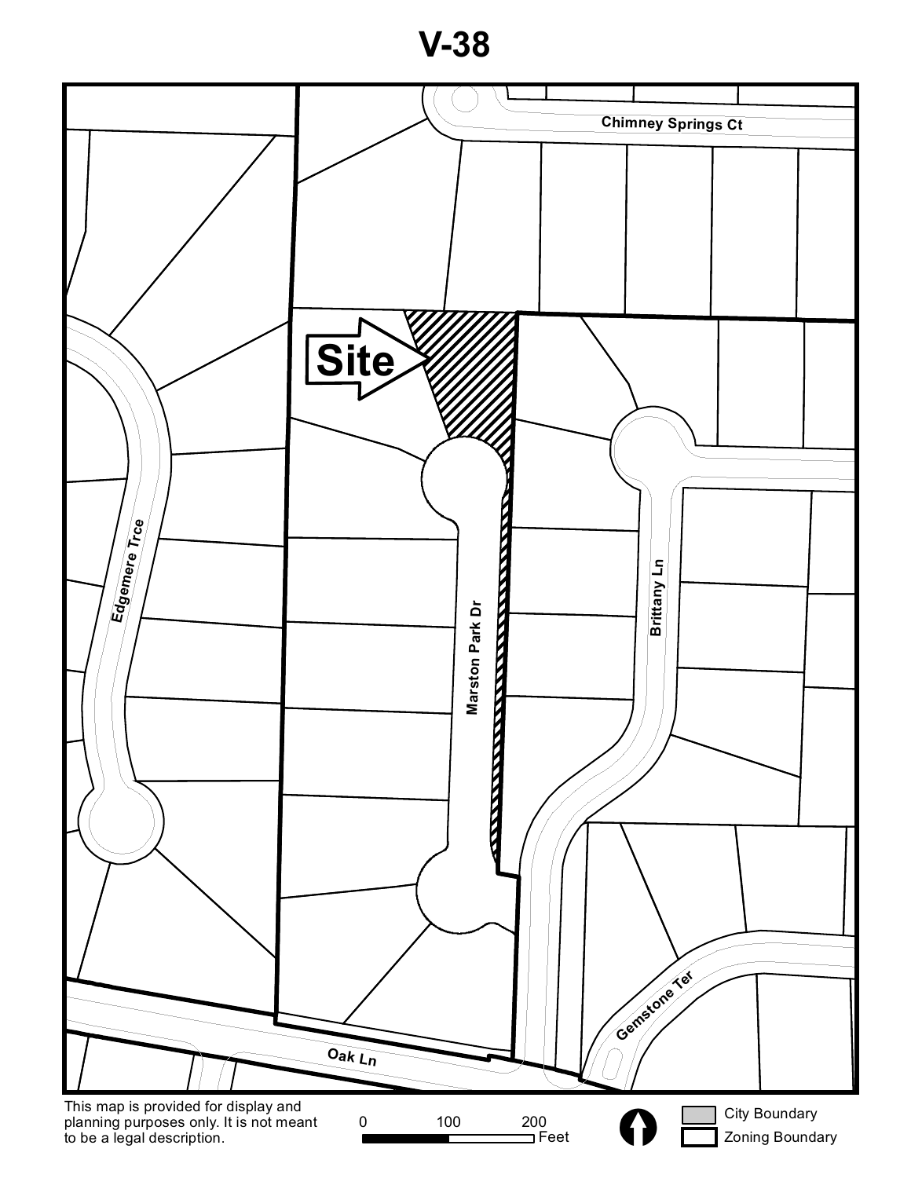# V-38

Site

Chimney Springs Ct

Edgemere Trce

Marston Park Dr

Brittany Ln

Gemstone Ter

Oak Ln

This map is provided for display and planning purposes only. It is not meant to be a legal description.

0 100 200 Feet

City Boundary

Zoning Boundary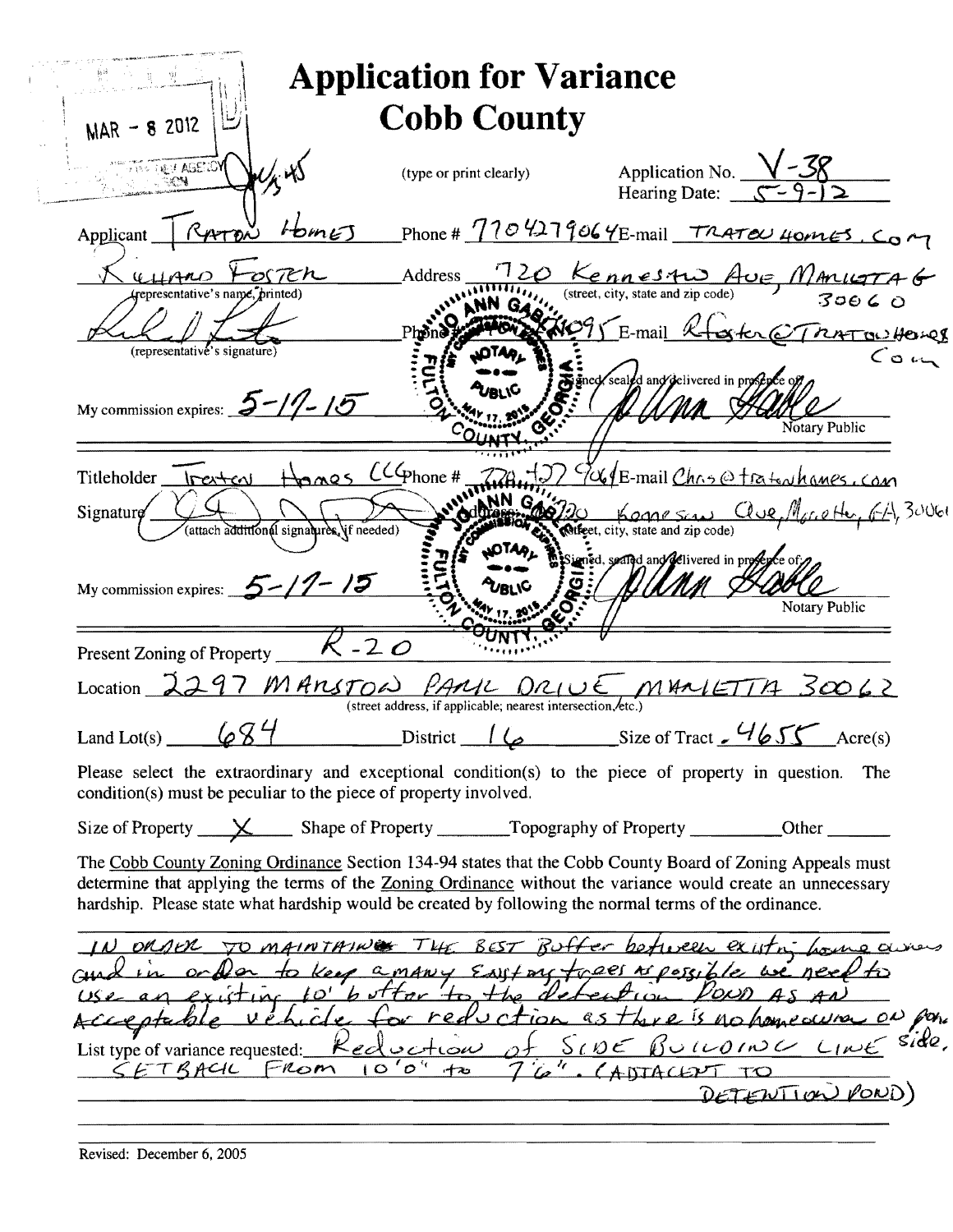MAR - 8 2012

# Application for Variance
# Cobb County

(type or print clearly)

Application No. V-38

Hearing Date: 5-9-12

Applicant Traton Homes Phone # 7704279064 E-mail TRATON HOMES.COM

Richard Foster (representative's name, printed) Address 720 Kennesaw Ave, Marietta GA 30060 (street, city, state and zip code)

(representative's signature) Phone # ...4095 E-mail Rfoster@TratonHomes.Com

Signed, sealed and delivered in presence of:

My commission expires: 5-17-15 Notary Public

---

Titleholder Traton Homes LLC Phone # 770-427-9064 E-mail Chris@tratonhomes.com

Signature (attach additional signatures, if needed) Address 720 Kennesaw Ave, Marietta, GA 30060 (street, city, state and zip code)

Signed, sealed and delivered in presence of:

My commission expires: 5-17-15 Notary Public

---

Present Zoning of Property R-20

Location 2297 Marston Park Drive Marietta 30062 (street address, if applicable; nearest intersection, etc.)

Land Lot(s) 684 District 16 Size of Tract .4655 Acre(s)

Please select the extraordinary and exceptional condition(s) to the piece of property in question. The condition(s) must be peculiar to the piece of property involved.

Size of Property X Shape of Property \_\_\_\_ Topography of Property \_\_\_\_ Other \_\_\_\_

The Cobb County Zoning Ordinance Section 134-94 states that the Cobb County Board of Zoning Appeals must determine that applying the terms of the Zoning Ordinance without the variance would create an unnecessary hardship. Please state what hardship would be created by following the normal terms of the ordinance.

In order to maintain the best buffer between existing home owners and in order to keep as many existing trees as possible we need to use an existing 10' buffer to the detention pond as an acceptable vehicle for reduction as there is no homeowner on pond side.

List type of variance requested: Reduction of side building line setback from 10'0" to 7'6". (Adjacent to detention pond)

Revised: December 6, 2005